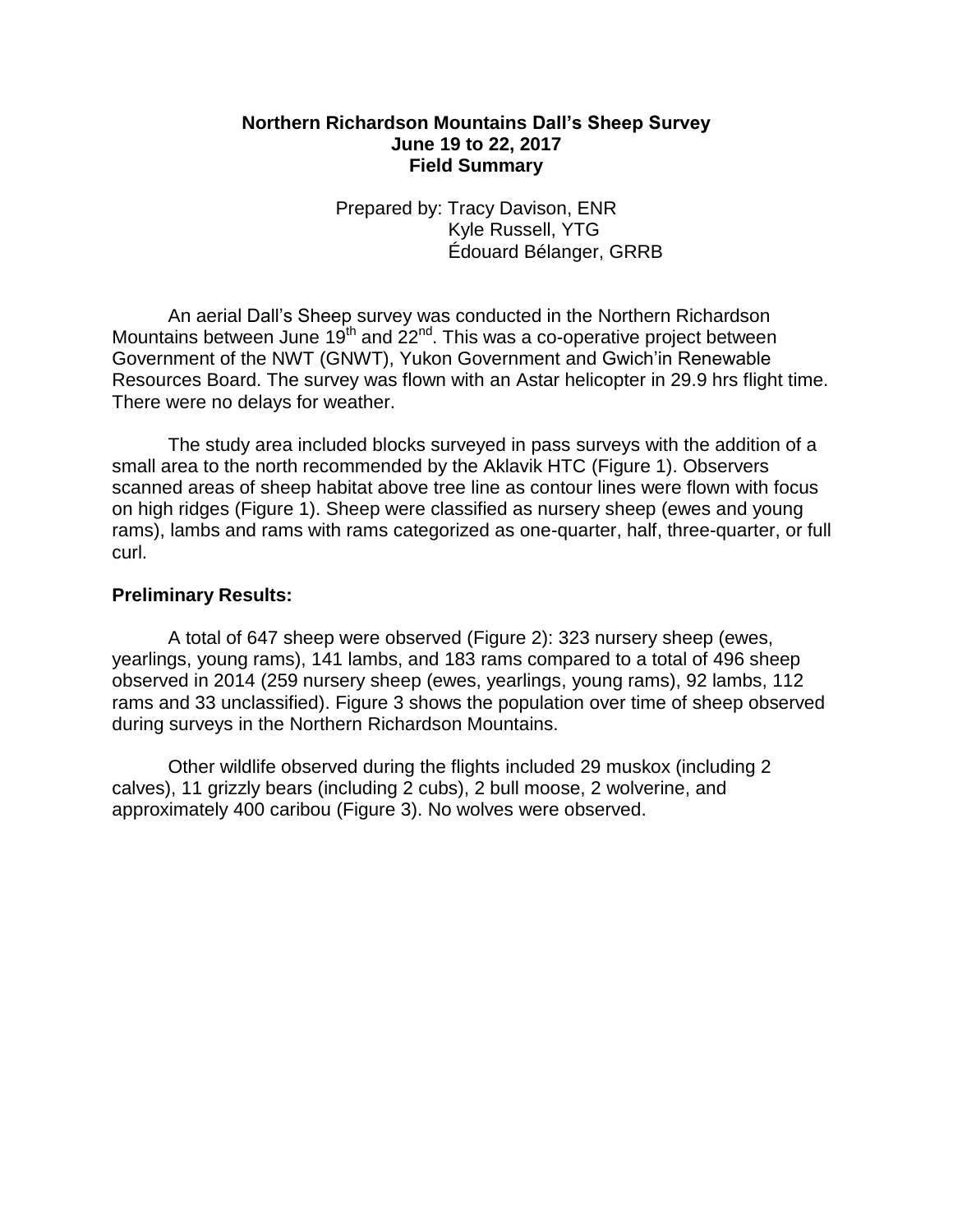**Northern Richardson Mountains Dall's Sheep Survey**
**June 19 to 22, 2017**
**Field Summary**

Prepared by: Tracy Davison, ENR
Kyle Russell, YTG
Édouard Bélanger, GRRB

An aerial Dall's Sheep survey was conducted in the Northern Richardson Mountains between June 19th and 22nd. This was a co-operative project between Government of the NWT (GNWT), Yukon Government and Gwich'in Renewable Resources Board. The survey was flown with an Astar helicopter in 29.9 hrs flight time. There were no delays for weather.

The study area included blocks surveyed in pass surveys with the addition of a small area to the north recommended by the Aklavik HTC (Figure 1). Observers scanned areas of sheep habitat above tree line as contour lines were flown with focus on high ridges (Figure 1). Sheep were classified as nursery sheep (ewes and young rams), lambs and rams with rams categorized as one-quarter, half, three-quarter, or full curl.

**Preliminary Results:**

A total of 647 sheep were observed (Figure 2): 323 nursery sheep (ewes, yearlings, young rams), 141 lambs, and 183 rams compared to a total of 496 sheep observed in 2014 (259 nursery sheep (ewes, yearlings, young rams), 92 lambs, 112 rams and 33 unclassified). Figure 3 shows the population over time of sheep observed during surveys in the Northern Richardson Mountains.

Other wildlife observed during the flights included 29 muskox (including 2 calves), 11 grizzly bears (including 2 cubs), 2 bull moose, 2 wolverine, and approximately 400 caribou (Figure 3). No wolves were observed.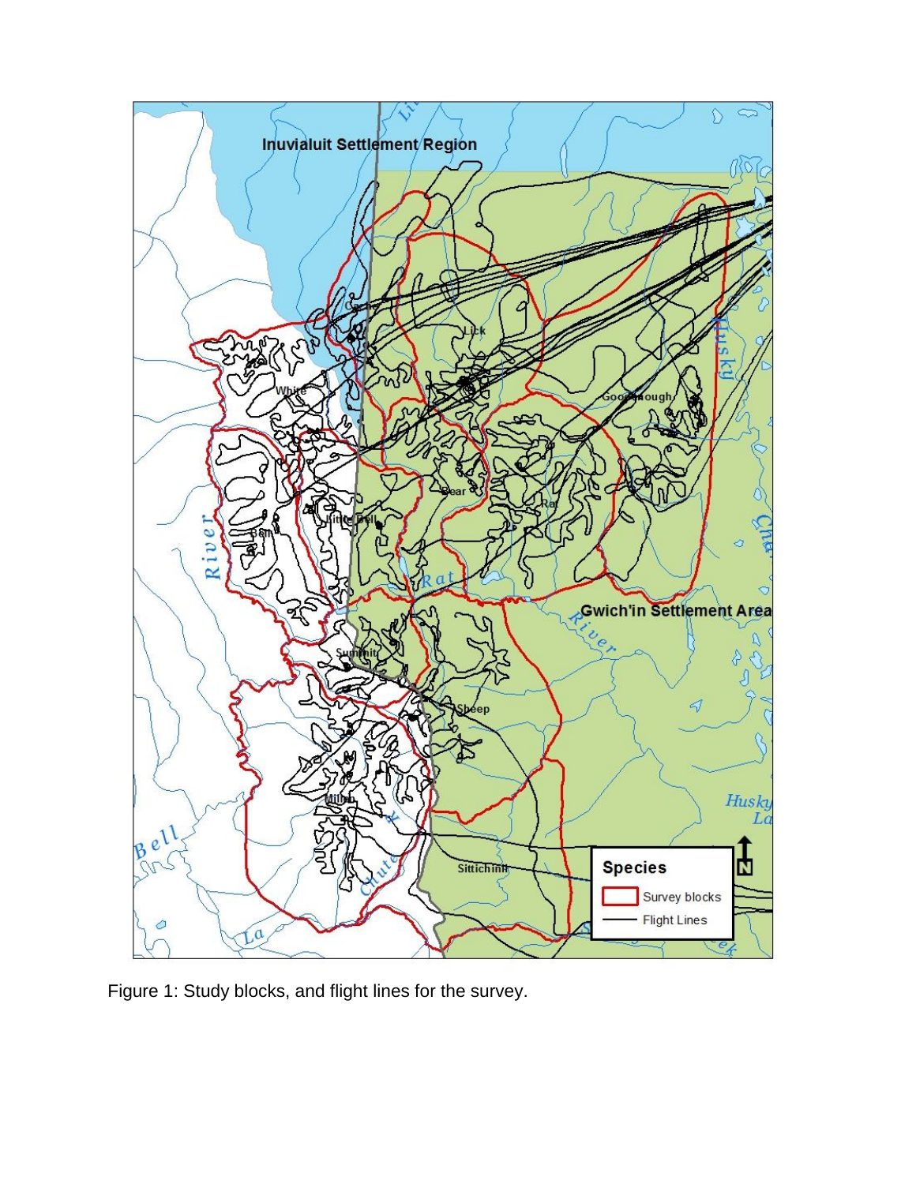Figure 1: Study blocks, and flight lines for the survey.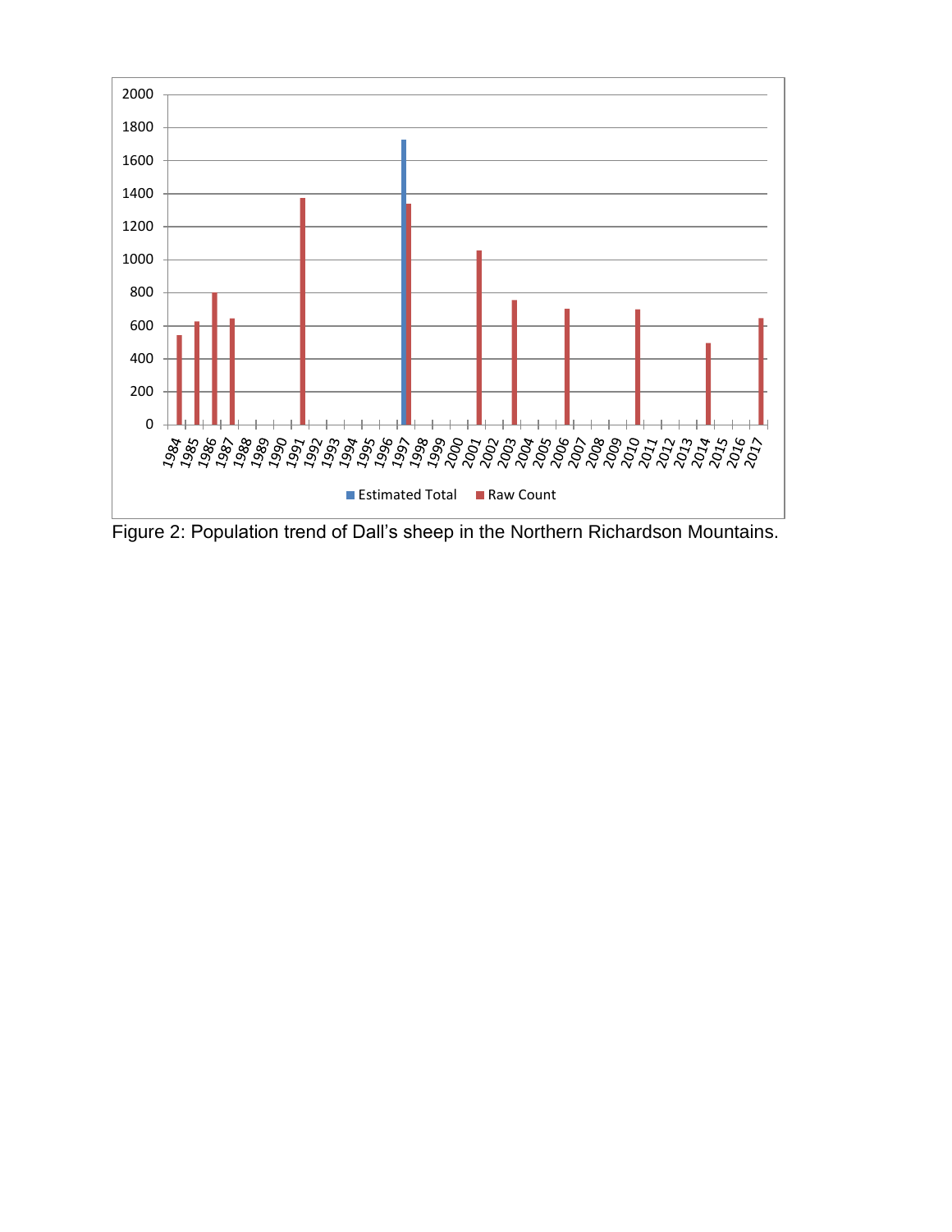Figure 2: Population trend of Dall's sheep in the Northern Richardson Mountains.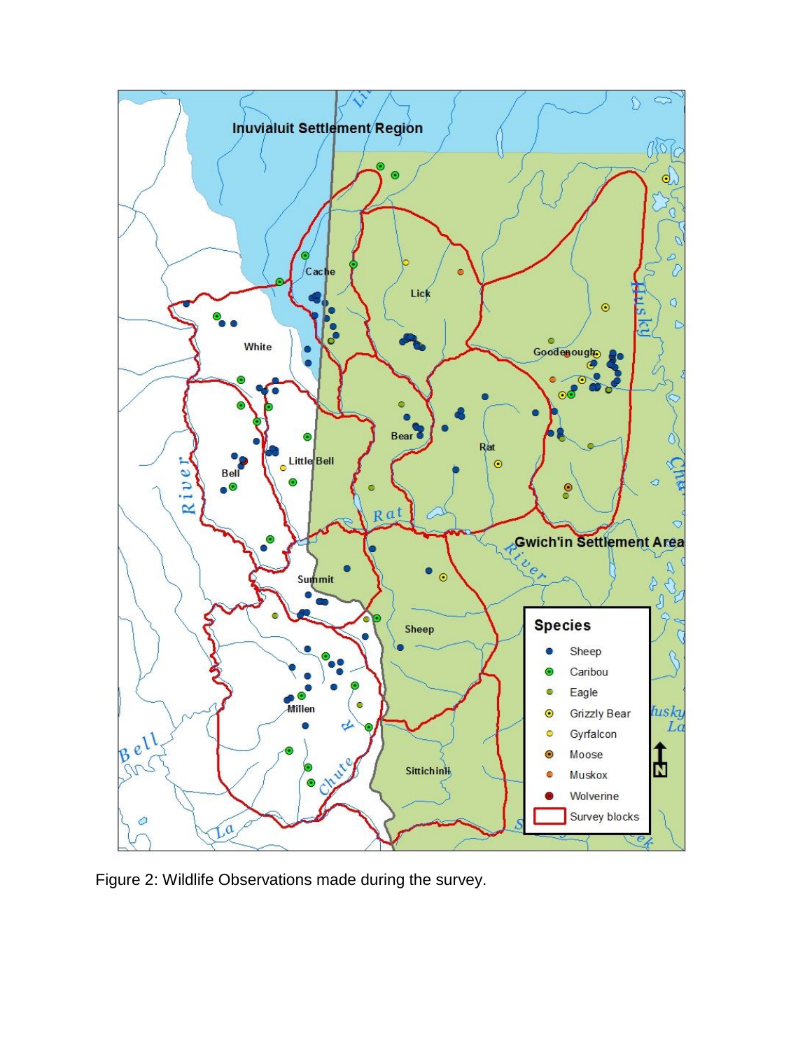Figure 2: Wildlife Observations made during the survey.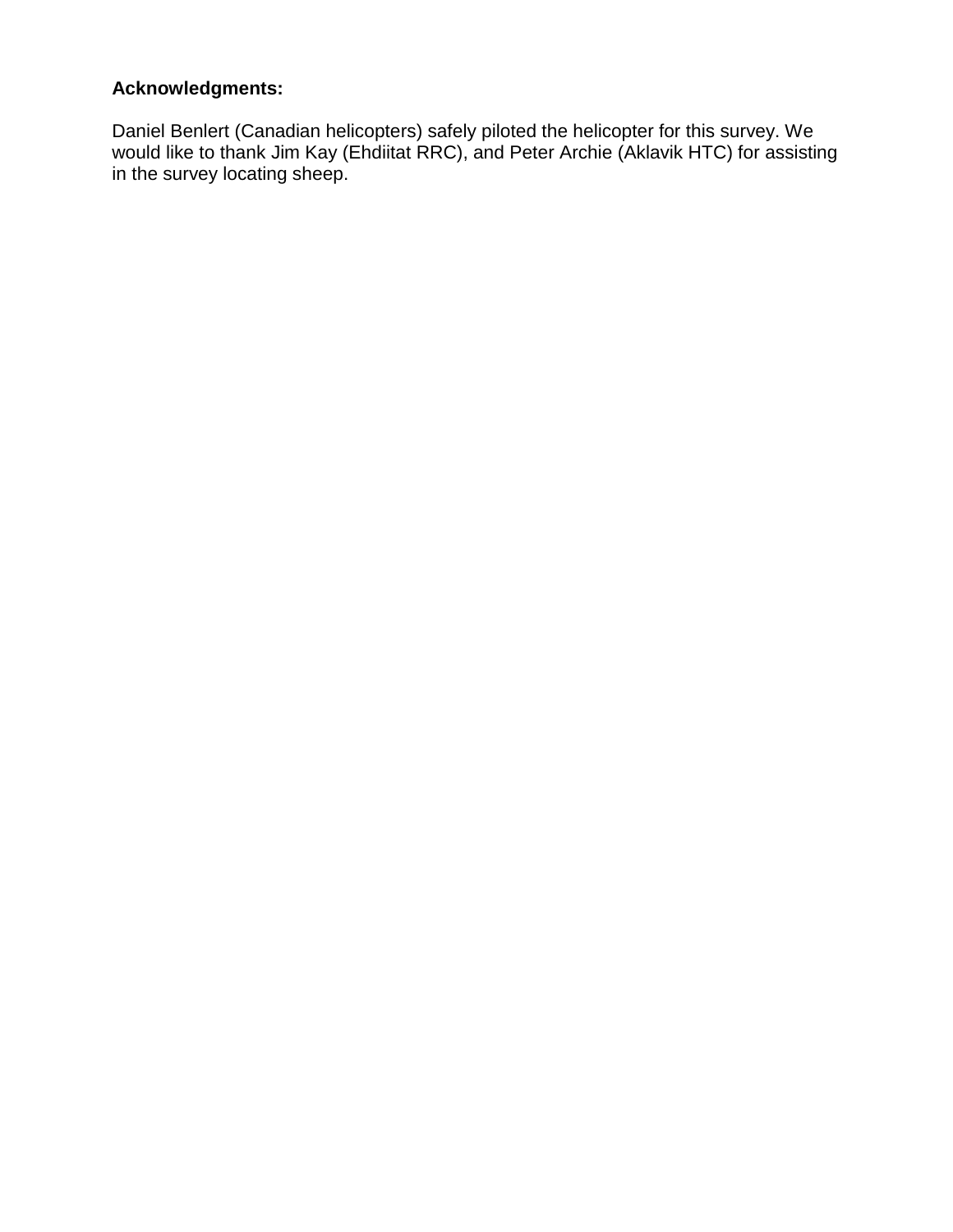**Acknowledgments:**

Daniel Benlert (Canadian helicopters) safely piloted the helicopter for this survey. We would like to thank Jim Kay (Ehdiitat RRC), and Peter Archie (Aklavik HTC) for assisting in the survey locating sheep.